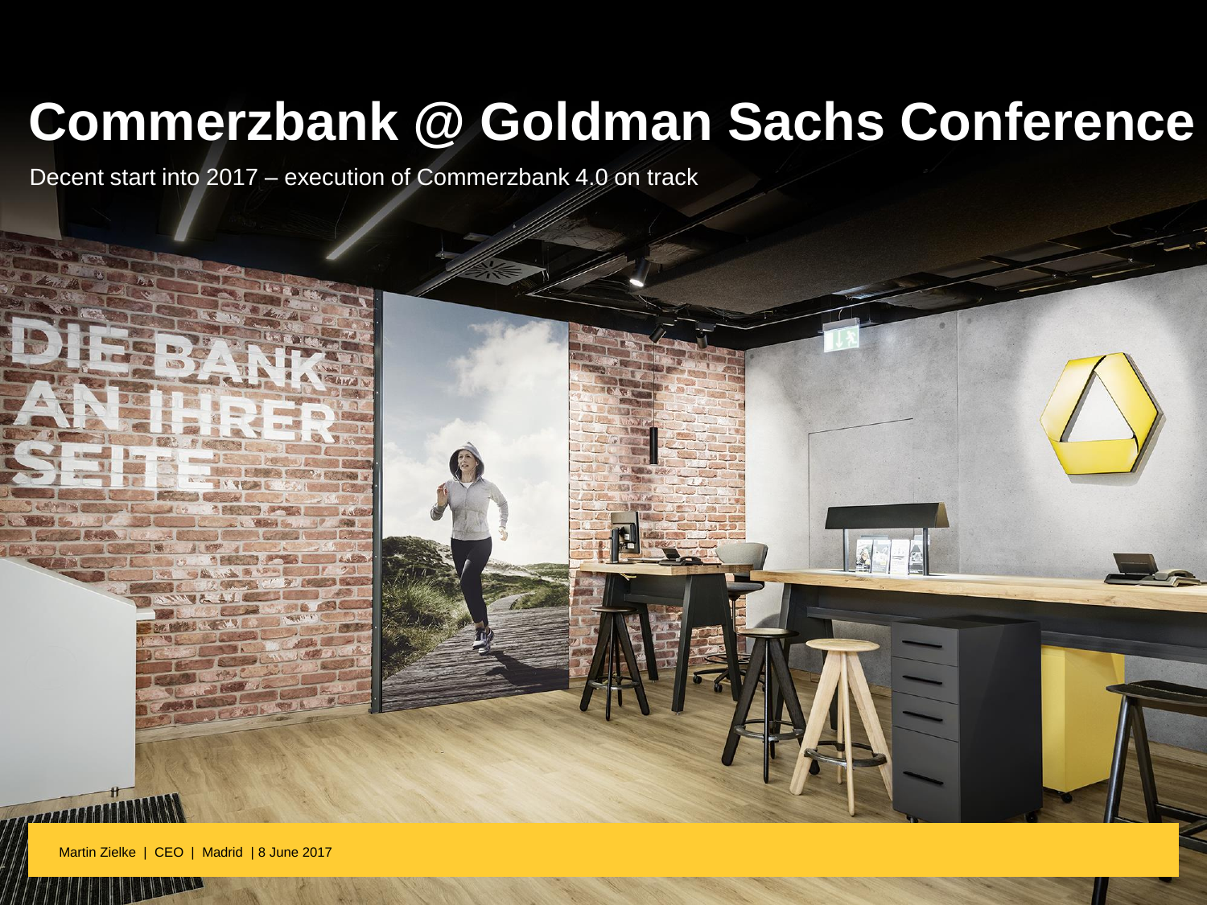# Commerzbank @ Goldman Sachs Conference

Decent start into 2017 – execution of Commerzbank 4.0 on track

Martin Zielke | CEO | Madrid | 8 June 2017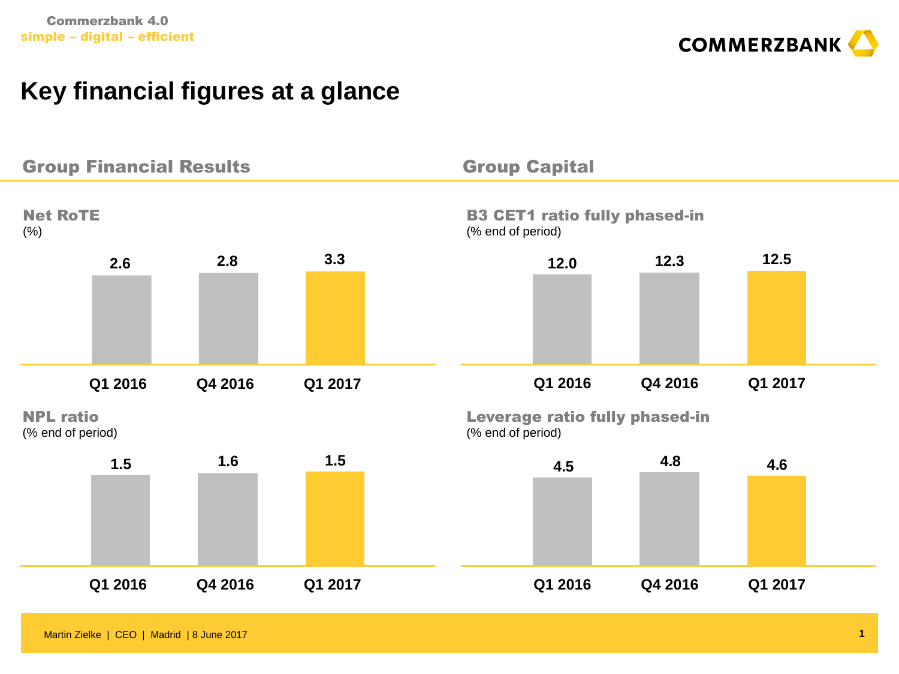# Key financial figures at a glance

## Group Financial Results

### Net RoTE
(%)

| Q1 2016 | Q4 2016 | Q1 2017 |
| --- | --- | --- |
| 2.6 | 2.8 | 3.3 |

### NPL ratio
(% end of period)

| Q1 2016 | Q4 2016 | Q1 2017 |
| --- | --- | --- |
| 1.5 | 1.6 | 1.5 |

## Group Capital

### B3 CET1 ratio fully phased-in
(% end of period)

| Q1 2016 | Q4 2016 | Q1 2017 |
| --- | --- | --- |
| 12.0 | 12.3 | 12.5 |

### Leverage ratio fully phased-in
(% end of period)

| Q1 2016 | Q4 2016 | Q1 2017 |
| --- | --- | --- |
| 4.5 | 4.8 | 4.6 |

Martin Zielke | CEO | Madrid | 8 June 2017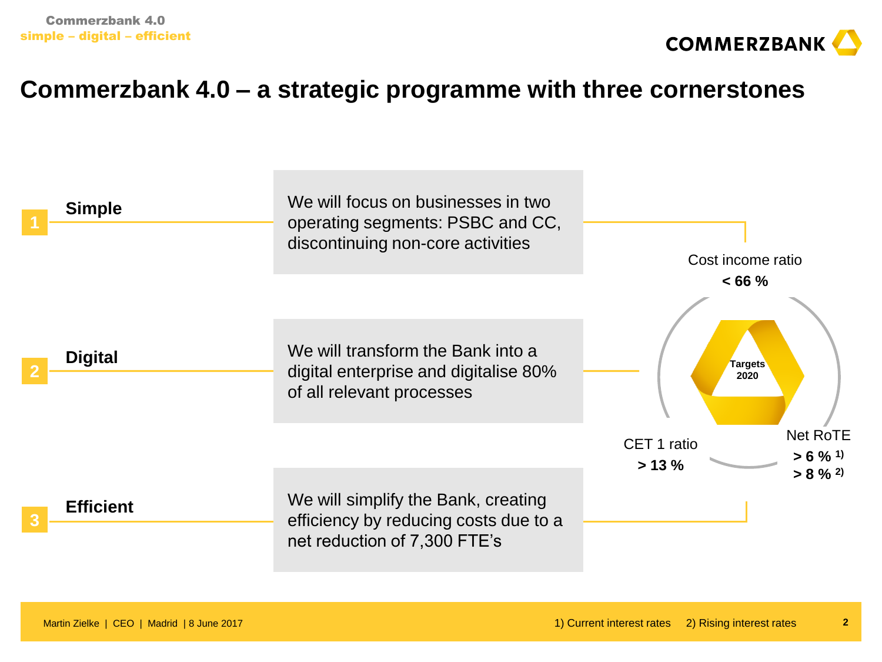# Commerzbank 4.0 – a strategic programme with three cornerstones

**1 Simple**

We will focus on businesses in two operating segments: PSBC and CC, discontinuing non-core activities

**2 Digital**

We will transform the Bank into a digital enterprise and digitalise 80% of all relevant processes

**3 Efficient**

We will simplify the Bank, creating efficiency by reducing costs due to a net reduction of 7,300 FTE's

**Targets 2020**

- Cost income ratio **< 66 %**
- CET 1 ratio **> 13 %**
- Net RoTE **> 6 %** [1) ] **> 8 %** [2) ]

Martin Zielke | CEO | Madrid | 8 June 2017

1) Current interest rates 2) Rising interest rates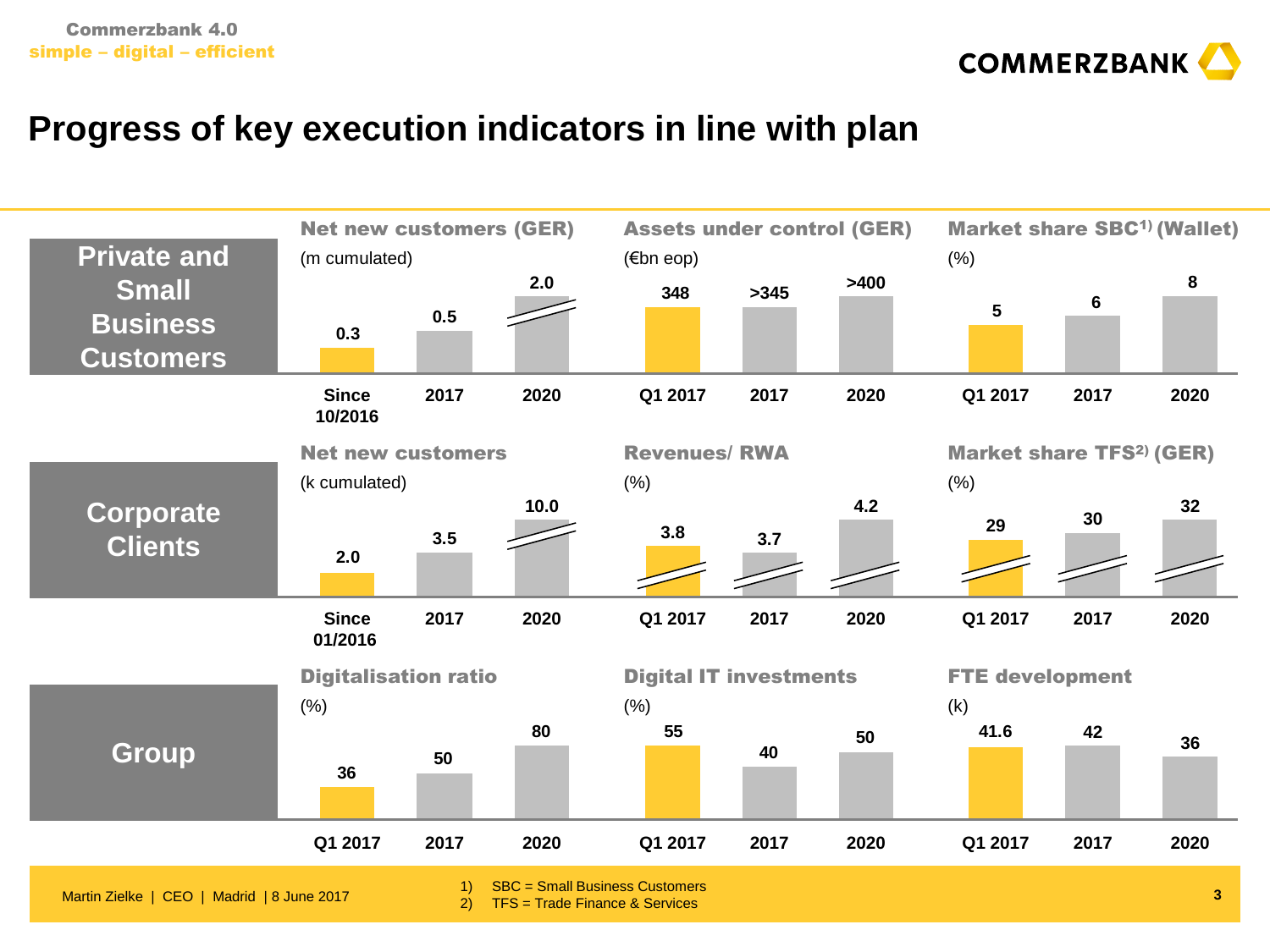# Progress of key execution indicators in line with plan

## Private and Small Business Customers

**Net new customers (GER)** (m cumulated)

| Since 10/2016 | 2017 | 2020 |
|---|---|---|
| 0.3 | 0.5 | 2.0 |

**Assets under control (GER)** (€bn eop)

| Q1 2017 | 2017 | 2020 |
|---|---|---|
| 348 | >345 | >400 |

**Market share SBC[1] (Wallet)** (%)

| Q1 2017 | 2017 | 2020 |
|---|---|---|
| 5 | 6 | 8 |

## Corporate Clients

**Net new customers** (k cumulated)

| Since 01/2016 | 2017 | 2020 |
|---|---|---|
| 2.0 | 3.5 | 10.0 |

**Revenues/ RWA** (%)

| Q1 2017 | 2017 | 2020 |
|---|---|---|
| 3.8 | 3.7 | 4.2 |

**Market share TFS[2] (GER)** (%)

| Q1 2017 | 2017 | 2020 |
|---|---|---|
| 29 | 30 | 32 |

## Group

**Digitalisation ratio** (%)

| Q1 2017 | 2017 | 2020 |
|---|---|---|
| 36 | 50 | 80 |

**Digital IT investments** (%)

| Q1 2017 | 2017 | 2020 |
|---|---|---|
| 55 | 40 | 50 |

**FTE development** (k)

| Q1 2017 | 2017 | 2020 |
|---|---|---|
| 41.6 | 42 | 36 |

1) SBC = Small Business Customers
2) TFS = Trade Finance & Services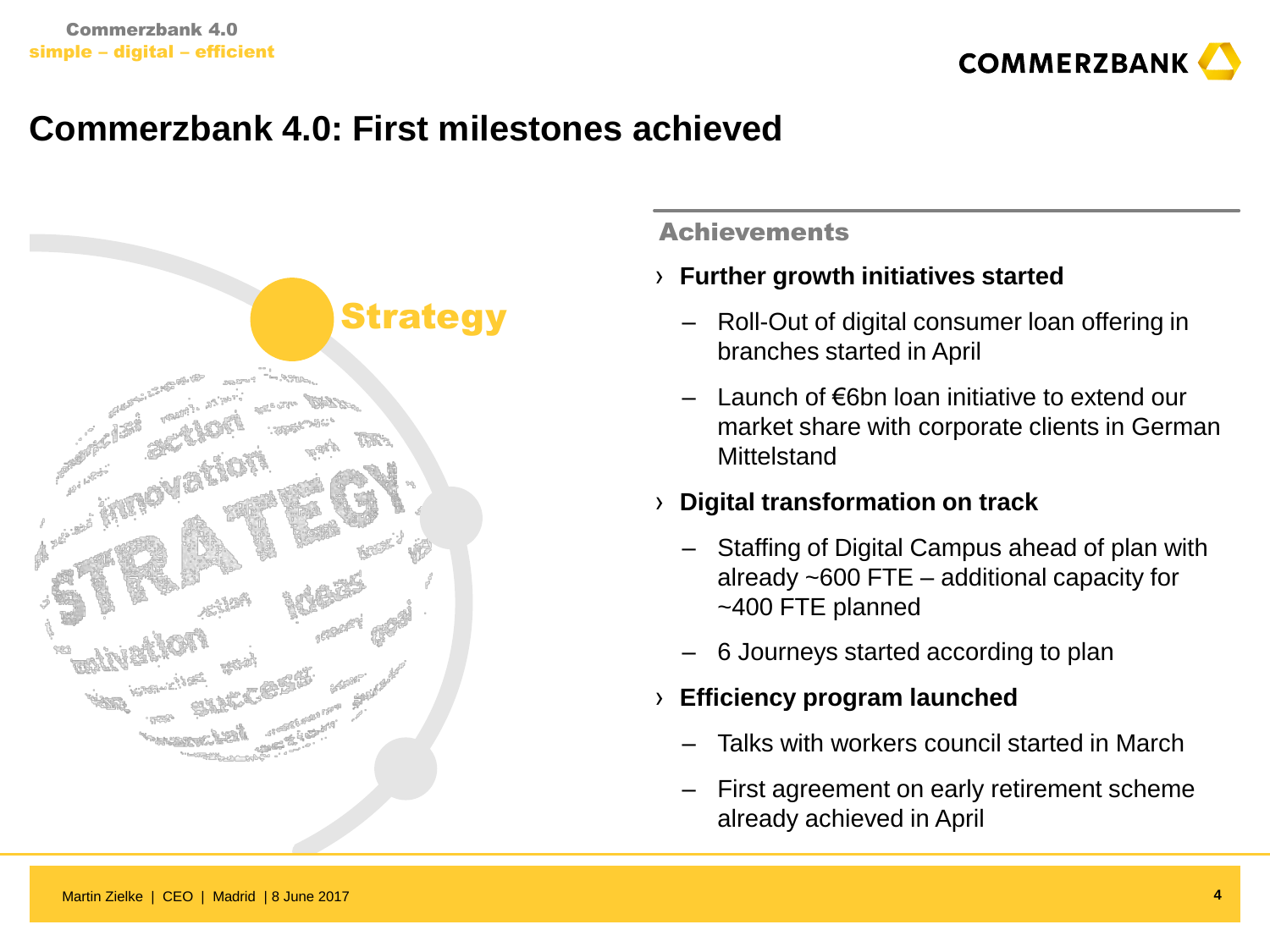# Commerzbank 4.0: First milestones achieved

Strategy

## Achievements

› **Further growth initiatives started**

- Roll-Out of digital consumer loan offering in branches started in April
- Launch of €6bn loan initiative to extend our market share with corporate clients in German Mittelstand

› **Digital transformation on track**

- Staffing of Digital Campus ahead of plan with already ~600 FTE – additional capacity for ~400 FTE planned
- 6 Journeys started according to plan

› **Efficiency program launched**

- Talks with workers council started in March
- First agreement on early retirement scheme already achieved in April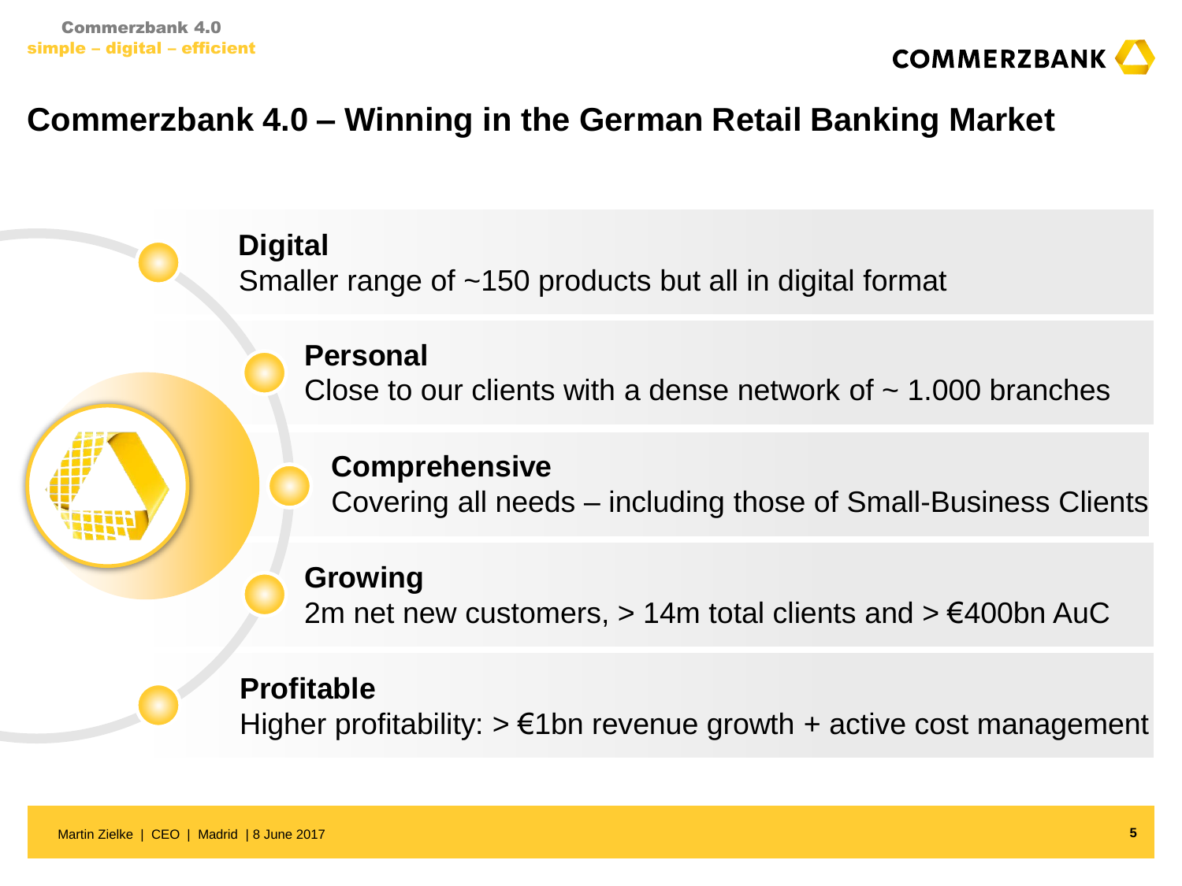# Commerzbank 4.0 – Winning in the German Retail Banking Market

**Digital**
Smaller range of ~150 products but all in digital format

**Personal**
Close to our clients with a dense network of ~ 1.000 branches

**Comprehensive**
Covering all needs – including those of Small-Business Clients

**Growing**
2m net new customers, > 14m total clients and > €400bn AuC

**Profitable**
Higher profitability: > €1bn revenue growth + active cost management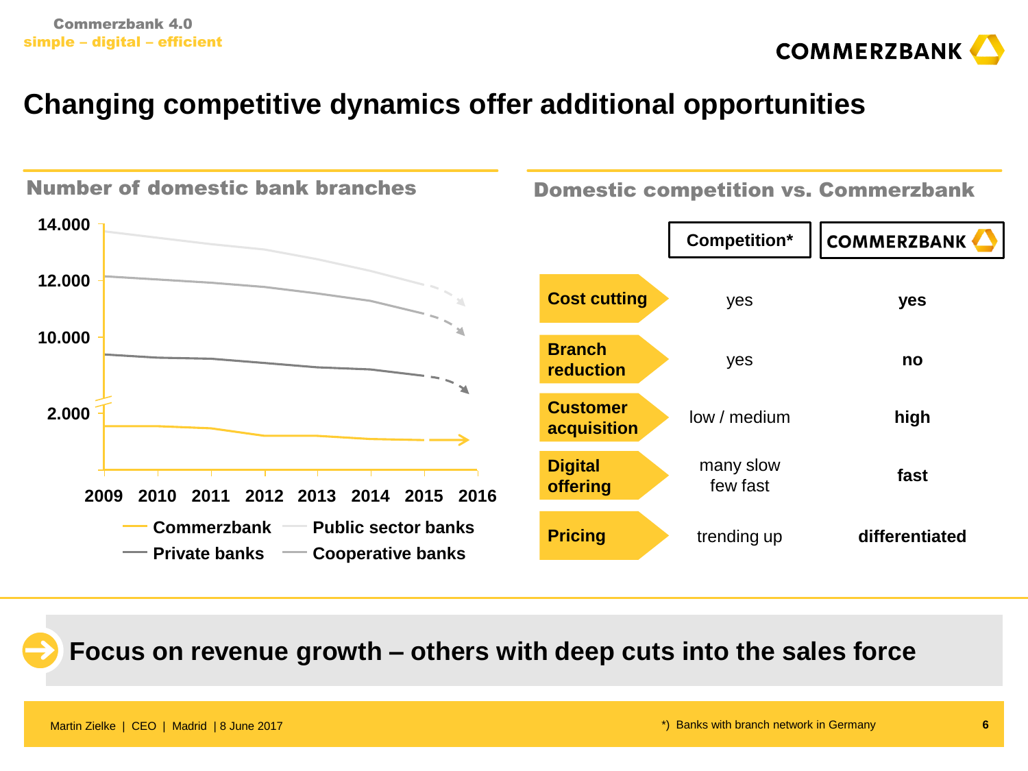# Changing competitive dynamics offer additional opportunities

## Number of domestic bank branches

14.000
12.000
10.000
2.000

2009 2010 2011 2012 2013 2014 2015 2016

Commerzbank | Public sector banks | Private banks | Cooperative banks

## Domestic competition vs. Commerzbank

| | Competition* | COMMERZBANK |
|---|---|---|
| **Cost cutting** | yes | **yes** |
| **Branch reduction** | yes | **no** |
| **Customer acquisition** | low / medium | **high** |
| **Digital offering** | many slow few fast | **fast** |
| **Pricing** | trending up | **differentiated** |

**Focus on revenue growth – others with deep cuts into the sales force**

*) Banks with branch network in Germany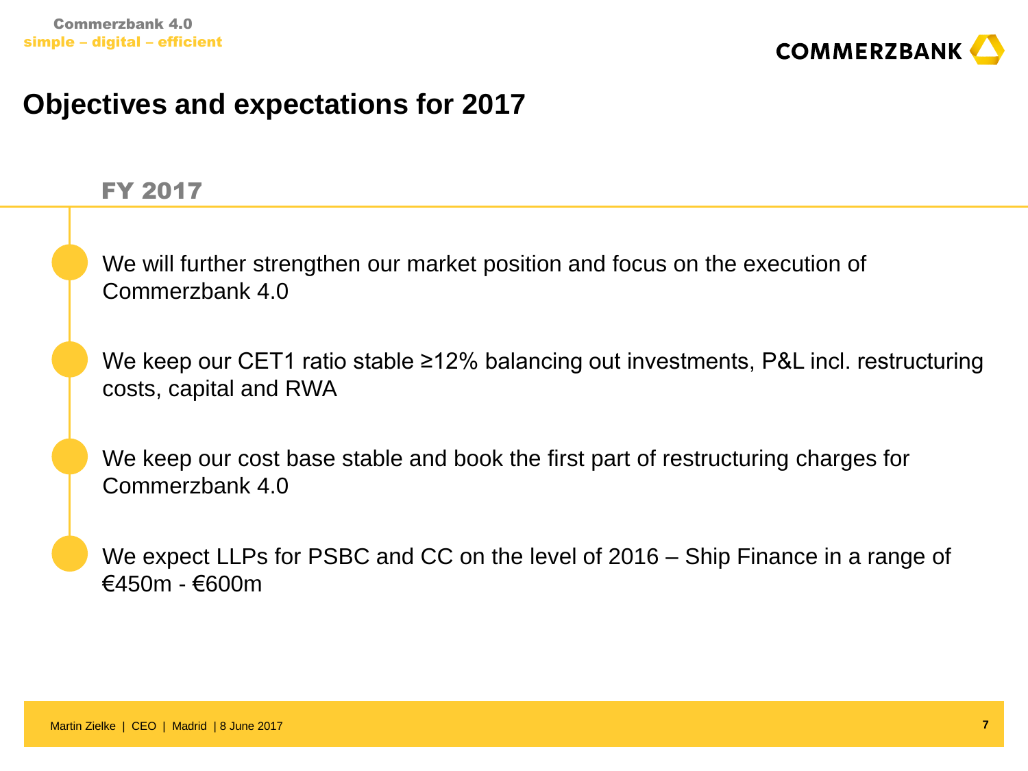# Objectives and expectations for 2017

## FY 2017

- We will further strengthen our market position and focus on the execution of Commerzbank 4.0
- We keep our CET1 ratio stable ≥12% balancing out investments, P&L incl. restructuring costs, capital and RWA
- We keep our cost base stable and book the first part of restructuring charges for Commerzbank 4.0
- We expect LLPs for PSBC and CC on the level of 2016 – Ship Finance in a range of €450m - €600m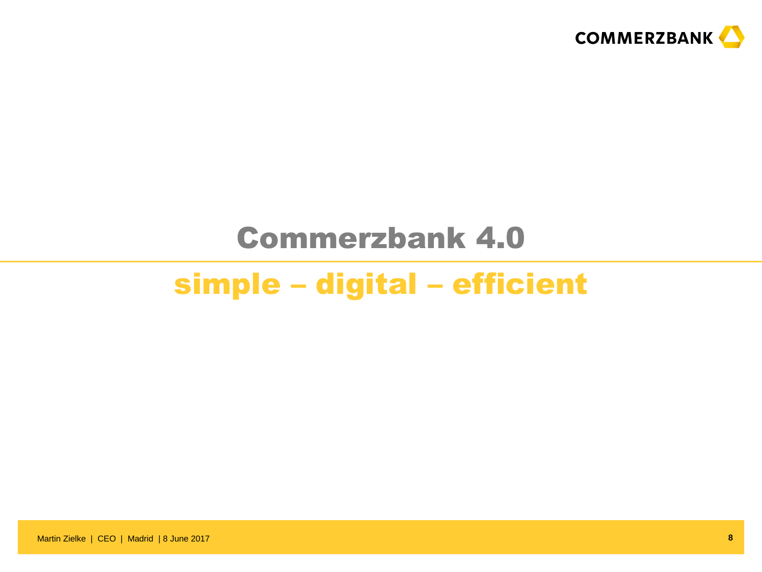# Commerzbank 4.0

## simple – digital – efficient